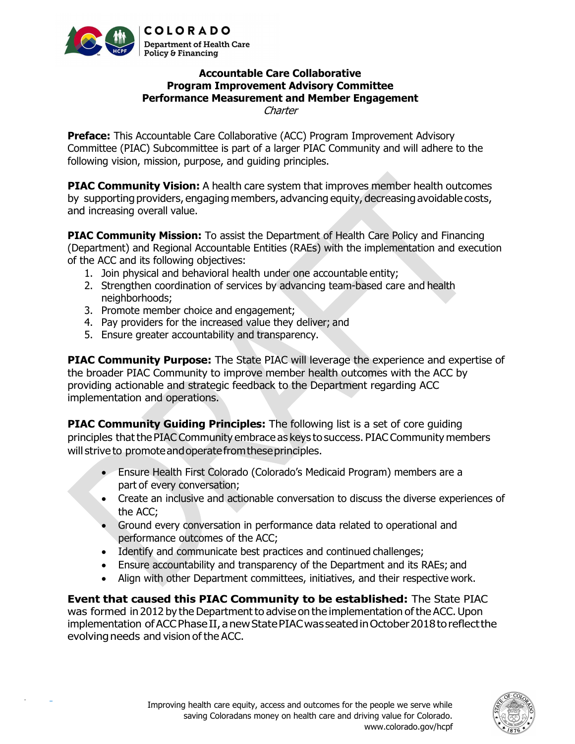# Accountable Care Collaborative
# Program Improvement Advisory Committee
# Performance Measurement and Member Engagement

*Charter*

**Preface:** This Accountable Care Collaborative (ACC) Program Improvement Advisory Committee (PIAC) Subcommittee is part of a larger PIAC Community and will adhere to the following vision, mission, purpose, and guiding principles.

**PIAC Community Vision:** A health care system that improves member health outcomes by supporting providers, engaging members, advancing equity, decreasing avoidable costs, and increasing overall value.

**PIAC Community Mission:** To assist the Department of Health Care Policy and Financing (Department) and Regional Accountable Entities (RAEs) with the implementation and execution of the ACC and its following objectives:

1. Join physical and behavioral health under one accountable entity;
2. Strengthen coordination of services by advancing team-based care and health neighborhoods;
3. Promote member choice and engagement;
4. Pay providers for the increased value they deliver; and
5. Ensure greater accountability and transparency.

**PIAC Community Purpose:** The State PIAC will leverage the experience and expertise of the broader PIAC Community to improve member health outcomes with the ACC by providing actionable and strategic feedback to the Department regarding ACC implementation and operations.

**PIAC Community Guiding Principles:** The following list is a set of core guiding principles that the PIAC Community embrace as keys to success. PIAC Community members will strive to promote and operate from these principles.

- Ensure Health First Colorado (Colorado's Medicaid Program) members are a part of every conversation;
- Create an inclusive and actionable conversation to discuss the diverse experiences of the ACC;
- Ground every conversation in performance data related to operational and performance outcomes of the ACC;
- Identify and communicate best practices and continued challenges;
- Ensure accountability and transparency of the Department and its RAEs; and
- Align with other Department committees, initiatives, and their respective work.

**Event that caused this PIAC Community to be established:** The State PIAC was formed in 2012 by the Department to advise on the implementation of the ACC. Upon implementation of ACC Phase II, a new State PIAC was seated in October 2018 to reflect the evolving needs and vision of the ACC.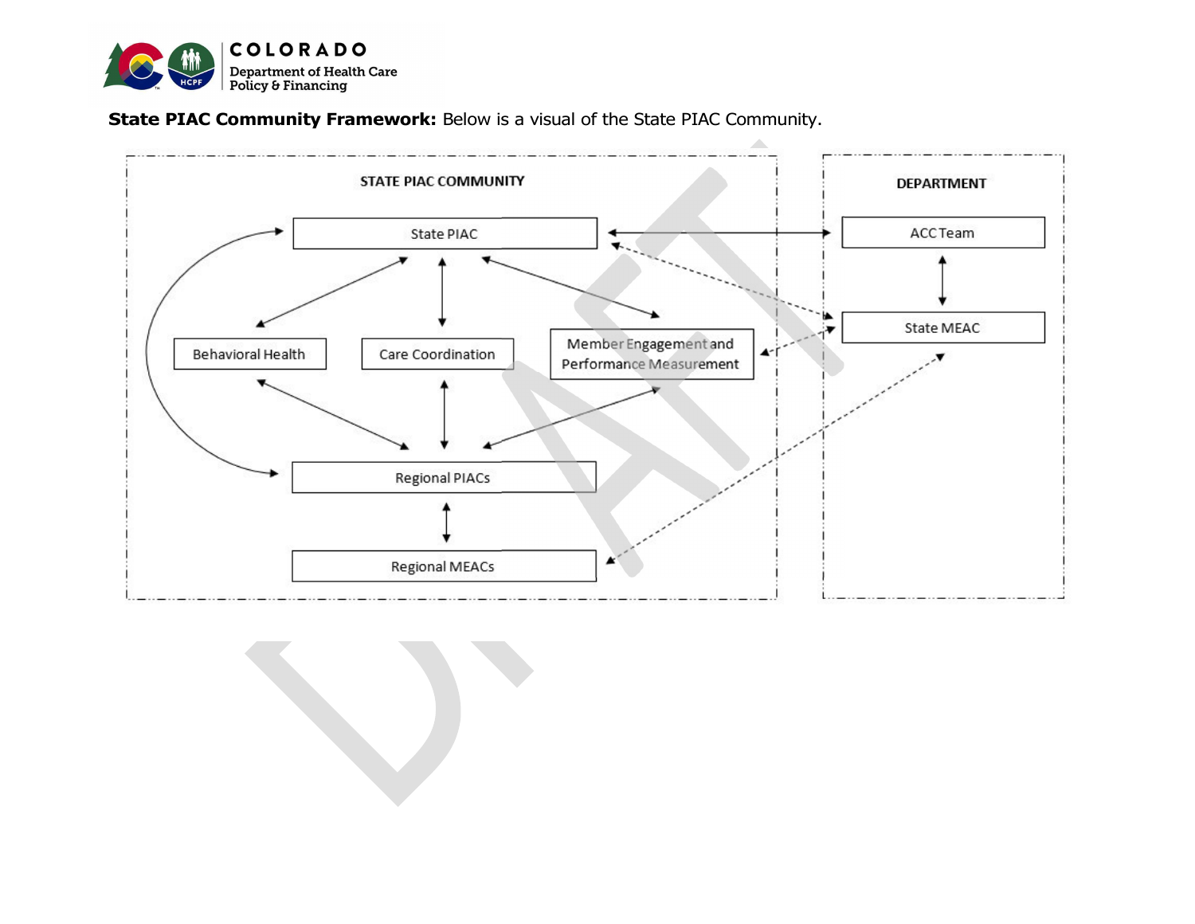**State PIAC Community Framework:** Below is a visual of the State PIAC Community.

STATE PIAC COMMUNITY

State PIAC

Behavioral Health

Care Coordination

Member Engagement and Performance Measurement

Regional PIACs

Regional MEACs

DEPARTMENT

ACC Team

State MEAC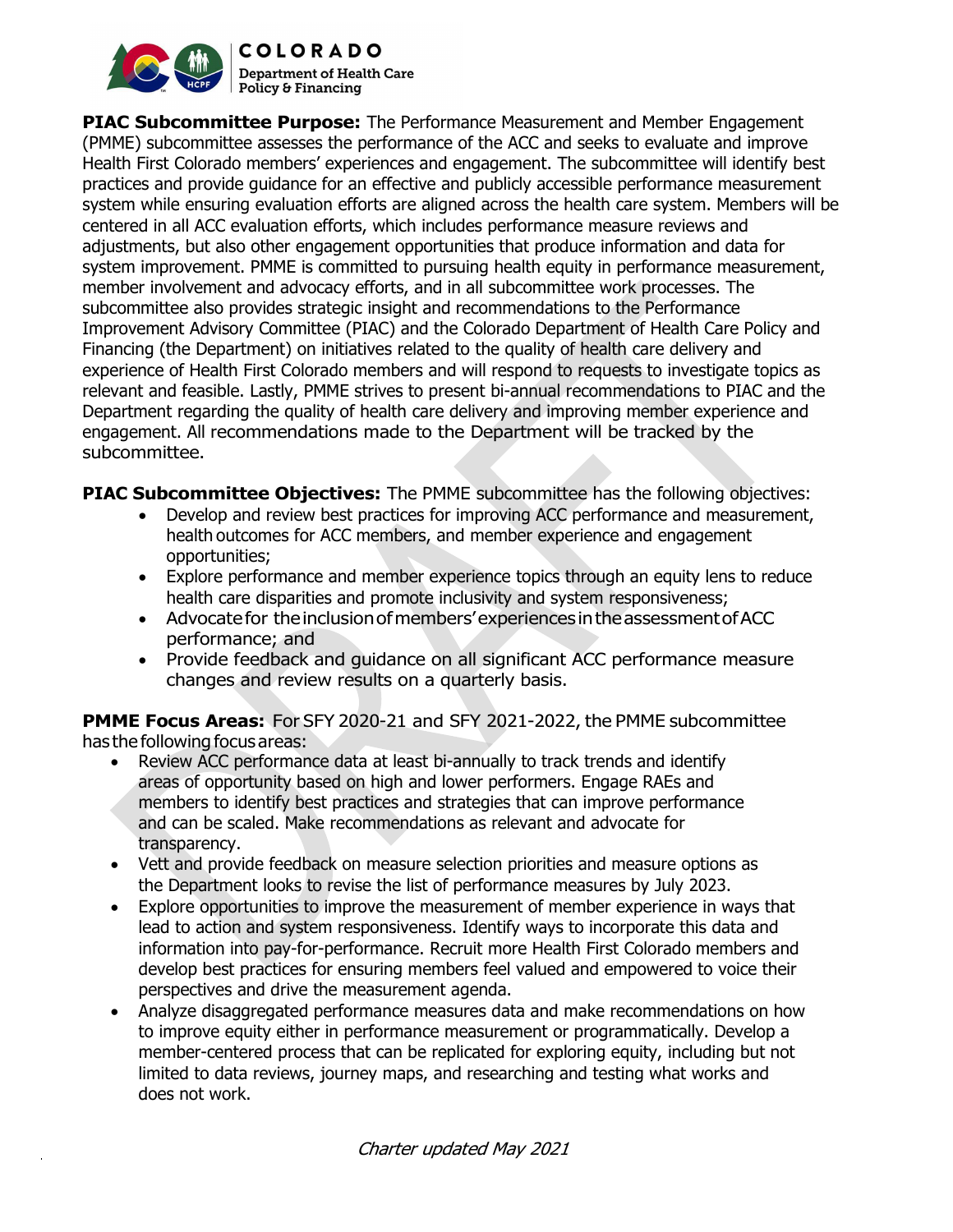**PIAC Subcommittee Purpose:** The Performance Measurement and Member Engagement (PMME) subcommittee assesses the performance of the ACC and seeks to evaluate and improve Health First Colorado members' experiences and engagement. The subcommittee will identify best practices and provide guidance for an effective and publicly accessible performance measurement system while ensuring evaluation efforts are aligned across the health care system. Members will be centered in all ACC evaluation efforts, which includes performance measure reviews and adjustments, but also other engagement opportunities that produce information and data for system improvement. PMME is committed to pursuing health equity in performance measurement, member involvement and advocacy efforts, and in all subcommittee work processes. The subcommittee also provides strategic insight and recommendations to the Performance Improvement Advisory Committee (PIAC) and the Colorado Department of Health Care Policy and Financing (the Department) on initiatives related to the quality of health care delivery and experience of Health First Colorado members and will respond to requests to investigate topics as relevant and feasible. Lastly, PMME strives to present bi-annual recommendations to PIAC and the Department regarding the quality of health care delivery and improving member experience and engagement. All recommendations made to the Department will be tracked by the subcommittee.

**PIAC Subcommittee Objectives:** The PMME subcommittee has the following objectives:

- Develop and review best practices for improving ACC performance and measurement, health outcomes for ACC members, and member experience and engagement opportunities;
- Explore performance and member experience topics through an equity lens to reduce health care disparities and promote inclusivity and system responsiveness;
- Advocate for the inclusion of members' experiences in the assessment of ACC performance; and
- Provide feedback and guidance on all significant ACC performance measure changes and review results on a quarterly basis.

**PMME Focus Areas:** For SFY 2020-21 and SFY 2021-2022, the PMME subcommittee has the following focus areas:

- Review ACC performance data at least bi-annually to track trends and identify areas of opportunity based on high and lower performers. Engage RAEs and members to identify best practices and strategies that can improve performance and can be scaled. Make recommendations as relevant and advocate for transparency.
- Vett and provide feedback on measure selection priorities and measure options as the Department looks to revise the list of performance measures by July 2023.
- Explore opportunities to improve the measurement of member experience in ways that lead to action and system responsiveness. Identify ways to incorporate this data and information into pay-for-performance. Recruit more Health First Colorado members and develop best practices for ensuring members feel valued and empowered to voice their perspectives and drive the measurement agenda.
- Analyze disaggregated performance measures data and make recommendations on how to improve equity either in performance measurement or programmatically. Develop a member-centered process that can be replicated for exploring equity, including but not limited to data reviews, journey maps, and researching and testing what works and does not work.

*Charter updated May 2021*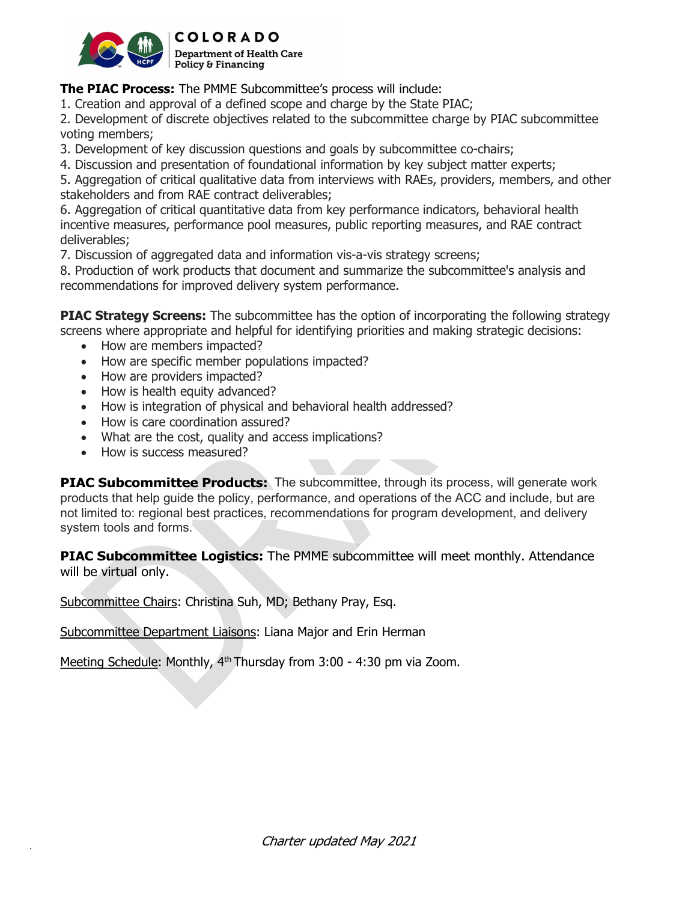**The PIAC Process:** The PMME Subcommittee's process will include:

1. Creation and approval of a defined scope and charge by the State PIAC;
2. Development of discrete objectives related to the subcommittee charge by PIAC subcommittee voting members;
3. Development of key discussion questions and goals by subcommittee co-chairs;
4. Discussion and presentation of foundational information by key subject matter experts;
5. Aggregation of critical qualitative data from interviews with RAEs, providers, members, and other stakeholders and from RAE contract deliverables;
6. Aggregation of critical quantitative data from key performance indicators, behavioral health incentive measures, performance pool measures, public reporting measures, and RAE contract deliverables;
7. Discussion of aggregated data and information vis-a-vis strategy screens;
8. Production of work products that document and summarize the subcommittee's analysis and recommendations for improved delivery system performance.

**PIAC Strategy Screens:** The subcommittee has the option of incorporating the following strategy screens where appropriate and helpful for identifying priorities and making strategic decisions:

- How are members impacted?
- How are specific member populations impacted?
- How are providers impacted?
- How is health equity advanced?
- How is integration of physical and behavioral health addressed?
- How is care coordination assured?
- What are the cost, quality and access implications?
- How is success measured?

**PIAC Subcommittee Products:** The subcommittee, through its process, will generate work products that help guide the policy, performance, and operations of the ACC and include, but are not limited to: regional best practices, recommendations for program development, and delivery system tools and forms.

**PIAC Subcommittee Logistics:** The PMME subcommittee will meet monthly. Attendance will be virtual only.

Subcommittee Chairs: Christina Suh, MD; Bethany Pray, Esq.

Subcommittee Department Liaisons: Liana Major and Erin Herman

Meeting Schedule: Monthly, 4th Thursday from 3:00 - 4:30 pm via Zoom.

*Charter updated May 2021*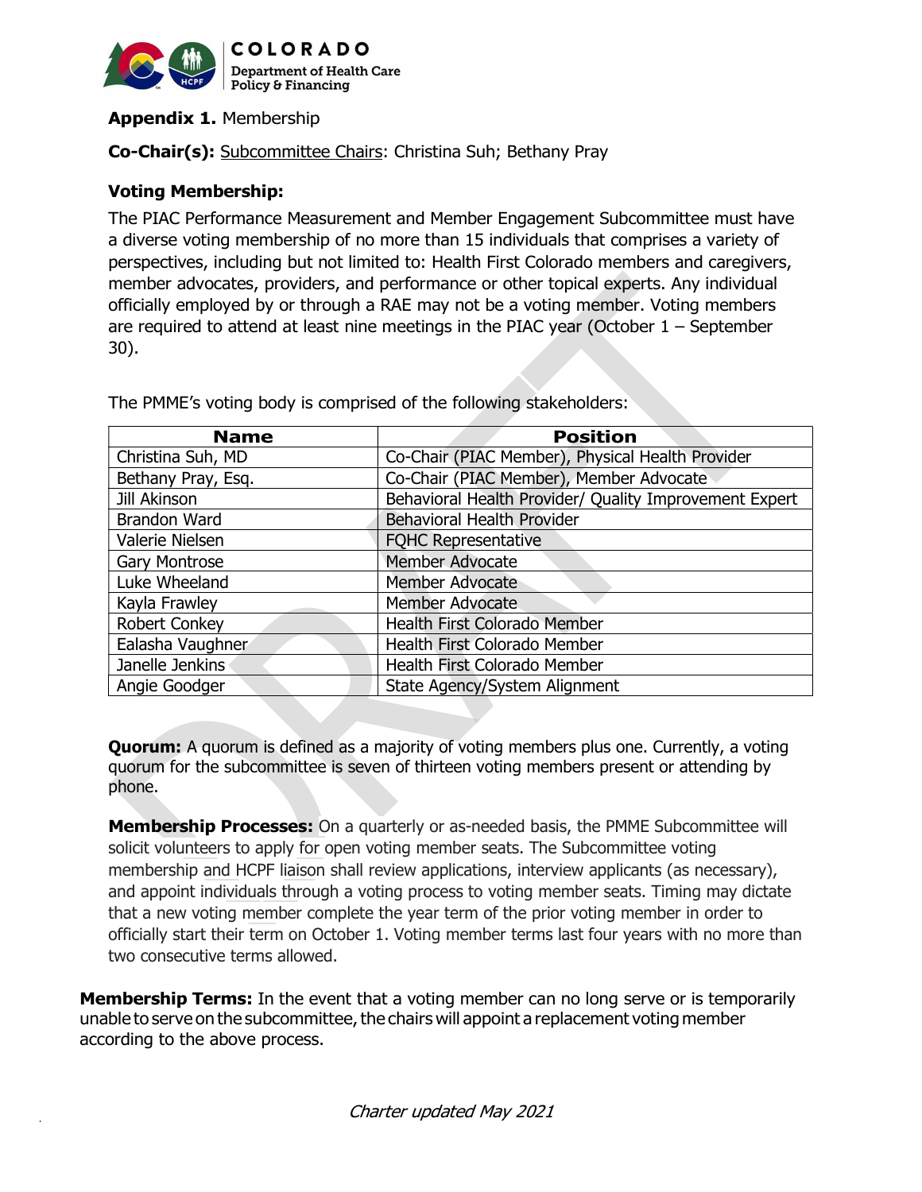**Appendix 1.** Membership

**Co-Chair(s):** Subcommittee Chairs: Christina Suh; Bethany Pray

**Voting Membership:**

The PIAC Performance Measurement and Member Engagement Subcommittee must have a diverse voting membership of no more than 15 individuals that comprises a variety of perspectives, including but not limited to: Health First Colorado members and caregivers, member advocates, providers, and performance or other topical experts. Any individual officially employed by or through a RAE may not be a voting member. Voting members are required to attend at least nine meetings in the PIAC year (October 1 – September 30).

The PMME's voting body is comprised of the following stakeholders:

| Name | Position |
|---|---|
| Christina Suh, MD | Co-Chair (PIAC Member), Physical Health Provider |
| Bethany Pray, Esq. | Co-Chair (PIAC Member), Member Advocate |
| Jill Akinson | Behavioral Health Provider/ Quality Improvement Expert |
| Brandon Ward | Behavioral Health Provider |
| Valerie Nielsen | FQHC Representative |
| Gary Montrose | Member Advocate |
| Luke Wheeland | Member Advocate |
| Kayla Frawley | Member Advocate |
| Robert Conkey | Health First Colorado Member |
| Ealasha Vaughner | Health First Colorado Member |
| Janelle Jenkins | Health First Colorado Member |
| Angie Goodger | State Agency/System Alignment |

**Quorum:** A quorum is defined as a majority of voting members plus one. Currently, a voting quorum for the subcommittee is seven of thirteen voting members present or attending by phone.

**Membership Processes:** On a quarterly or as-needed basis, the PMME Subcommittee will solicit volunteers to apply for open voting member seats. The Subcommittee voting membership and HCPF liaison shall review applications, interview applicants (as necessary), and appoint individuals through a voting process to voting member seats. Timing may dictate that a new voting member complete the year term of the prior voting member in order to officially start their term on October 1. Voting member terms last four years with no more than two consecutive terms allowed.

**Membership Terms:** In the event that a voting member can no long serve or is temporarily unable to serve on the subcommittee, the chairs will appoint a replacement voting member according to the above process.

*Charter updated May 2021*